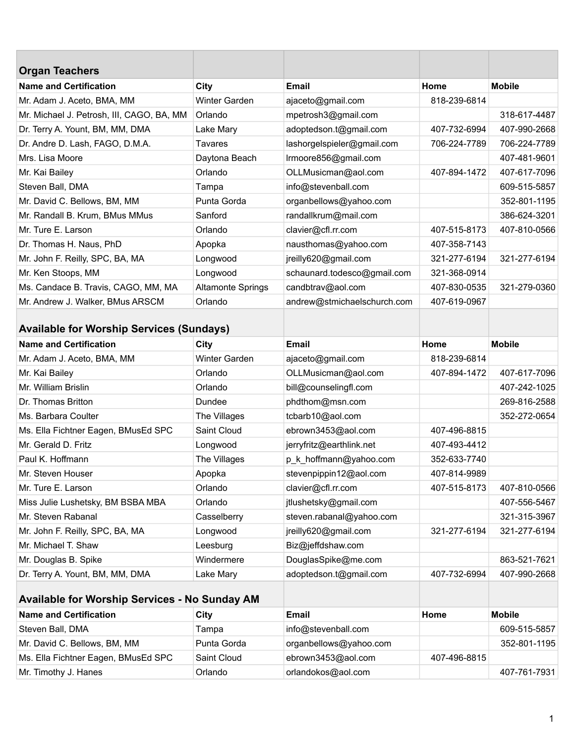## Organ Teachers

| Name and Certification | City | Email | Home | Mobile |
|---|---|---|---|---|
| Mr. Adam J. Aceto, BMA, MM | Winter Garden | ajaceto@gmail.com | 818-239-6814 | |
| Mr. Michael J. Petrosh, III, CAGO, BA, MM | Orlando | mpetrosh3@gmail.com | | 318-617-4487 |
| Dr. Terry A. Yount, BM, MM, DMA | Lake Mary | adoptedson.t@gmail.com | 407-732-6994 | 407-990-2668 |
| Dr. Andre D. Lash, FAGO, D.M.A. | Tavares | lashorgelspieler@gmail.com | 706-224-7789 | 706-224-7789 |
| Mrs. Lisa Moore | Daytona Beach | lrmoore856@gmail.com | | 407-481-9601 |
| Mr. Kai Bailey | Orlando | OLLMusicman@aol.com | 407-894-1472 | 407-617-7096 |
| Steven Ball, DMA | Tampa | info@stevenball.com | | 609-515-5857 |
| Mr. David C. Bellows, BM, MM | Punta Gorda | organbellows@yahoo.com | | 352-801-1195 |
| Mr. Randall B. Krum, BMus MMus | Sanford | randallkrum@mail.com | | 386-624-3201 |
| Mr. Ture E. Larson | Orlando | clavier@cfl.rr.com | 407-515-8173 | 407-810-0566 |
| Dr. Thomas H. Naus, PhD | Apopka | nausthomas@yahoo.com | 407-358-7143 | |
| Mr. John F. Reilly, SPC, BA, MA | Longwood | jreilly620@gmail.com | 321-277-6194 | 321-277-6194 |
| Mr. Ken Stoops, MM | Longwood | schaunard.todesco@gmail.com | 321-368-0914 | |
| Ms. Candace B. Travis, CAGO, MM, MA | Altamonte Springs | candbtrav@aol.com | 407-830-0535 | 321-279-0360 |
| Mr. Andrew J. Walker, BMus ARSCM | Orlando | andrew@stmichaelschurch.com | 407-619-0967 | |

## Available for Worship Services (Sundays)

| Name and Certification | City | Email | Home | Mobile |
|---|---|---|---|---|
| Mr. Adam J. Aceto, BMA, MM | Winter Garden | ajaceto@gmail.com | 818-239-6814 | |
| Mr. Kai Bailey | Orlando | OLLMusicman@aol.com | 407-894-1472 | 407-617-7096 |
| Mr. William Brislin | Orlando | bill@counselingfl.com | | 407-242-1025 |
| Dr. Thomas Britton | Dundee | phdthom@msn.com | | 269-816-2588 |
| Ms. Barbara Coulter | The Villages | tcbarb10@aol.com | | 352-272-0654 |
| Ms. Ella Fichtner Eagen, BMusEd SPC | Saint Cloud | ebrown3453@aol.com | 407-496-8815 | |
| Mr. Gerald D. Fritz | Longwood | jerryfritz@earthlink.net | 407-493-4412 | |
| Paul K. Hoffmann | The Villages | p_k_hoffmann@yahoo.com | 352-633-7740 | |
| Mr. Steven Houser | Apopka | stevenpippin12@aol.com | 407-814-9989 | |
| Mr. Ture E. Larson | Orlando | clavier@cfl.rr.com | 407-515-8173 | 407-810-0566 |
| Miss Julie Lushetsky, BM BSBA MBA | Orlando | jtlushetsky@gmail.com | | 407-556-5467 |
| Mr. Steven Rabanal | Casselberry | steven.rabanal@yahoo.com | | 321-315-3967 |
| Mr. John F. Reilly, SPC, BA, MA | Longwood | jreilly620@gmail.com | 321-277-6194 | 321-277-6194 |
| Mr. Michael T. Shaw | Leesburg | Biz@jeffdshaw.com | | |
| Mr. Douglas B. Spike | Windermere | DouglasSpike@me.com | | 863-521-7621 |
| Dr. Terry A. Yount, BM, MM, DMA | Lake Mary | adoptedson.t@gmail.com | 407-732-6994 | 407-990-2668 |

## Available for Worship Services - No Sunday AM

| Name and Certification | City | Email | Home | Mobile |
|---|---|---|---|---|
| Steven Ball, DMA | Tampa | info@stevenball.com | | 609-515-5857 |
| Mr. David C. Bellows, BM, MM | Punta Gorda | organbellows@yahoo.com | | 352-801-1195 |
| Ms. Ella Fichtner Eagen, BMusEd SPC | Saint Cloud | ebrown3453@aol.com | 407-496-8815 | |
| Mr. Timothy J. Hanes | Orlando | orlandokos@aol.com | | 407-761-7931 |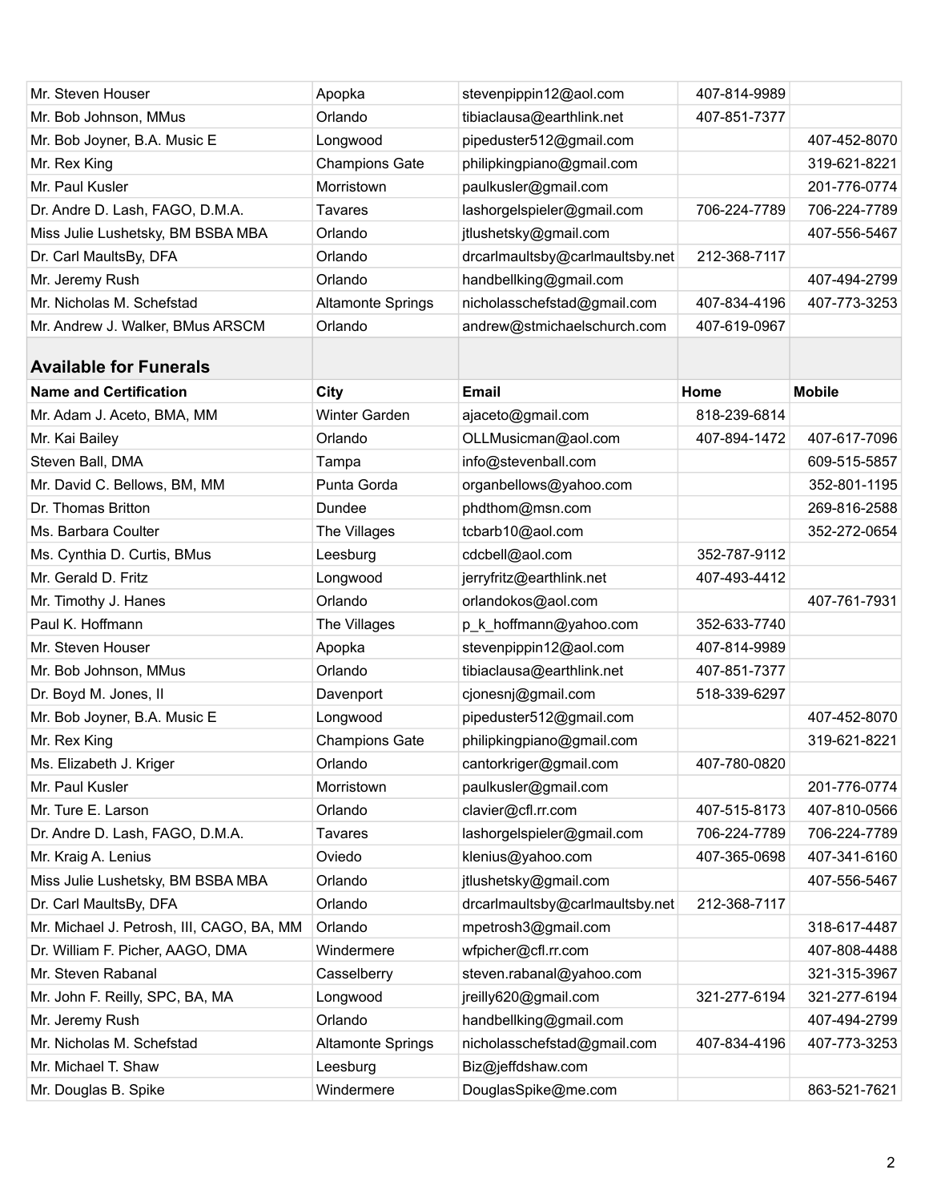| | | | | |
|---|---|---|---|---|
| Mr. Steven Houser | Apopka | stevenpippin12@aol.com | 407-814-9989 | |
| Mr. Bob Johnson, MMus | Orlando | tibiaclausa@earthlink.net | 407-851-7377 | |
| Mr. Bob Joyner, B.A. Music E | Longwood | pipeduster512@gmail.com | | 407-452-8070 |
| Mr. Rex King | Champions Gate | philipkingpiano@gmail.com | | 319-621-8221 |
| Mr. Paul Kusler | Morristown | paulkusler@gmail.com | | 201-776-0774 |
| Dr. Andre D. Lash, FAGO, D.M.A. | Tavares | lashorgelspieler@gmail.com | 706-224-7789 | 706-224-7789 |
| Miss Julie Lushetsky, BM BSBA MBA | Orlando | jtlushetsky@gmail.com | | 407-556-5467 |
| Dr. Carl MaultsBy, DFA | Orlando | drcarlmaultsby@carlmaultsby.net | 212-368-7117 | |
| Mr. Jeremy Rush | Orlando | handbellking@gmail.com | | 407-494-2799 |
| Mr. Nicholas M. Schefstad | Altamonte Springs | nicholasschefstad@gmail.com | 407-834-4196 | 407-773-3253 |
| Mr. Andrew J. Walker, BMus ARSCM | Orlando | andrew@stmichaelschurch.com | 407-619-0967 | |

## Available for Funerals

| Name and Certification | City | Email | Home | Mobile |
|---|---|---|---|---|
| Mr. Adam J. Aceto, BMA, MM | Winter Garden | ajaceto@gmail.com | 818-239-6814 | |
| Mr. Kai Bailey | Orlando | OLLMusicman@aol.com | 407-894-1472 | 407-617-7096 |
| Steven Ball, DMA | Tampa | info@stevenball.com | | 609-515-5857 |
| Mr. David C. Bellows, BM, MM | Punta Gorda | organbellows@yahoo.com | | 352-801-1195 |
| Dr. Thomas Britton | Dundee | phdthom@msn.com | | 269-816-2588 |
| Ms. Barbara Coulter | The Villages | tcbarb10@aol.com | | 352-272-0654 |
| Ms. Cynthia D. Curtis, BMus | Leesburg | cdcbell@aol.com | 352-787-9112 | |
| Mr. Gerald D. Fritz | Longwood | jerryfritz@earthlink.net | 407-493-4412 | |
| Mr. Timothy J. Hanes | Orlando | orlandokos@aol.com | | 407-761-7931 |
| Paul K. Hoffmann | The Villages | p_k_hoffmann@yahoo.com | 352-633-7740 | |
| Mr. Steven Houser | Apopka | stevenpippin12@aol.com | 407-814-9989 | |
| Mr. Bob Johnson, MMus | Orlando | tibiaclausa@earthlink.net | 407-851-7377 | |
| Dr. Boyd M. Jones, II | Davenport | cjonesnj@gmail.com | 518-339-6297 | |
| Mr. Bob Joyner, B.A. Music E | Longwood | pipeduster512@gmail.com | | 407-452-8070 |
| Mr. Rex King | Champions Gate | philipkingpiano@gmail.com | | 319-621-8221 |
| Ms. Elizabeth J. Kriger | Orlando | cantorkriger@gmail.com | 407-780-0820 | |
| Mr. Paul Kusler | Morristown | paulkusler@gmail.com | | 201-776-0774 |
| Mr. Ture E. Larson | Orlando | clavier@cfl.rr.com | 407-515-8173 | 407-810-0566 |
| Dr. Andre D. Lash, FAGO, D.M.A. | Tavares | lashorgelspieler@gmail.com | 706-224-7789 | 706-224-7789 |
| Mr. Kraig A. Lenius | Oviedo | klenius@yahoo.com | 407-365-0698 | 407-341-6160 |
| Miss Julie Lushetsky, BM BSBA MBA | Orlando | jtlushetsky@gmail.com | | 407-556-5467 |
| Dr. Carl MaultsBy, DFA | Orlando | drcarlmaultsby@carlmaultsby.net | 212-368-7117 | |
| Mr. Michael J. Petrosh, III, CAGO, BA, MM | Orlando | mpetrosh3@gmail.com | | 318-617-4487 |
| Dr. William F. Picher, AAGO, DMA | Windermere | wfpicher@cfl.rr.com | | 407-808-4488 |
| Mr. Steven Rabanal | Casselberry | steven.rabanal@yahoo.com | | 321-315-3967 |
| Mr. John F. Reilly, SPC, BA, MA | Longwood | jreilly620@gmail.com | 321-277-6194 | 321-277-6194 |
| Mr. Jeremy Rush | Orlando | handbellking@gmail.com | | 407-494-2799 |
| Mr. Nicholas M. Schefstad | Altamonte Springs | nicholasschefstad@gmail.com | 407-834-4196 | 407-773-3253 |
| Mr. Michael T. Shaw | Leesburg | Biz@jeffdshaw.com | | |
| Mr. Douglas B. Spike | Windermere | DouglasSpike@me.com | | 863-521-7621 |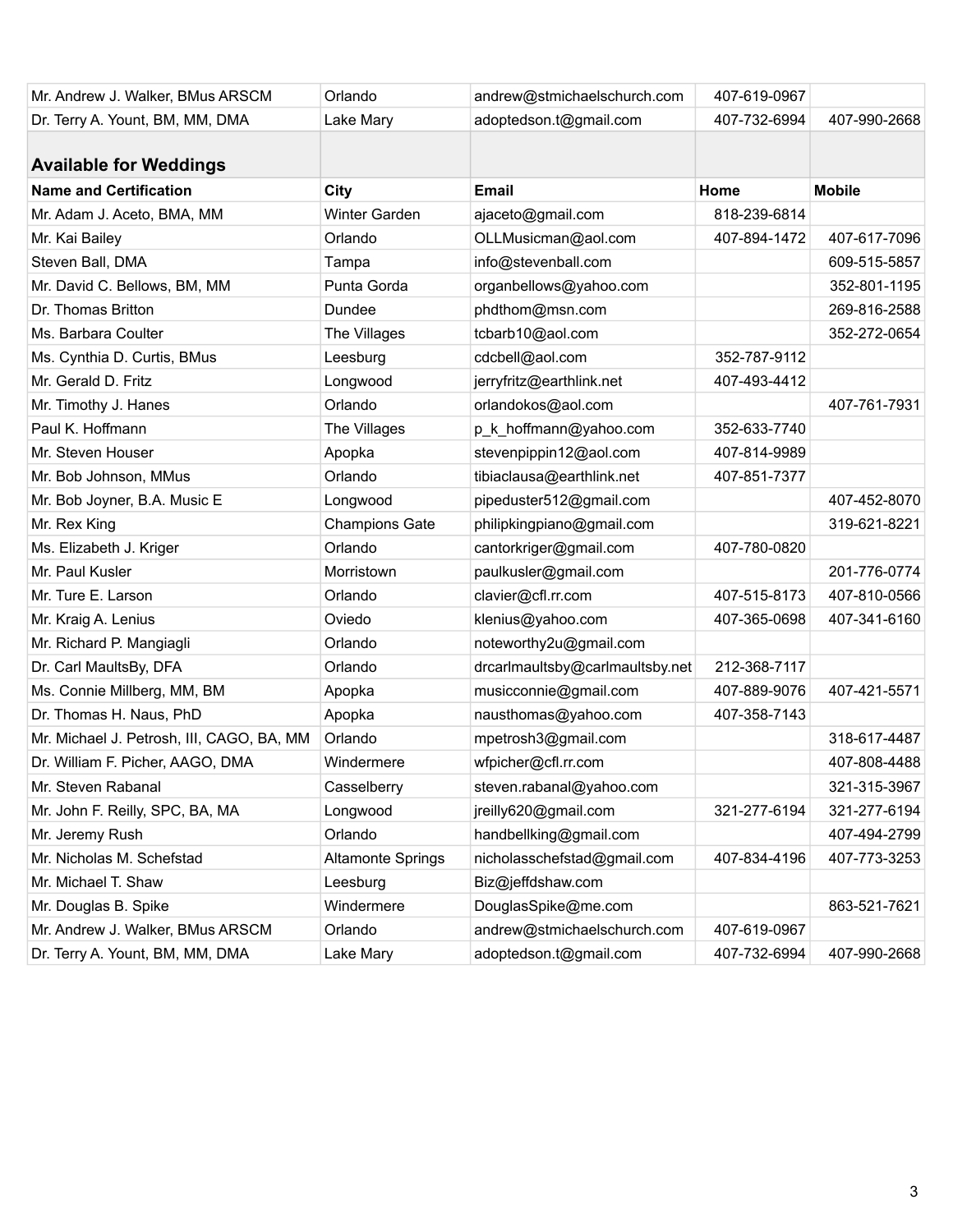| | | | | |
|---|---|---|---|---|
| Mr. Andrew J. Walker, BMus ARSCM | Orlando | andrew@stmichaelschurch.com | 407-619-0967 | |
| Dr. Terry A. Yount, BM, MM, DMA | Lake Mary | adoptedson.t@gmail.com | 407-732-6994 | 407-990-2668 |

## Available for Weddings

| Name and Certification | City | Email | Home | Mobile |
|---|---|---|---|---|
| Mr. Adam J. Aceto, BMA, MM | Winter Garden | ajaceto@gmail.com | 818-239-6814 | |
| Mr. Kai Bailey | Orlando | OLLMusicman@aol.com | 407-894-1472 | 407-617-7096 |
| Steven Ball, DMA | Tampa | info@stevenball.com | | 609-515-5857 |
| Mr. David C. Bellows, BM, MM | Punta Gorda | organbellows@yahoo.com | | 352-801-1195 |
| Dr. Thomas Britton | Dundee | phdthom@msn.com | | 269-816-2588 |
| Ms. Barbara Coulter | The Villages | tcbarb10@aol.com | | 352-272-0654 |
| Ms. Cynthia D. Curtis, BMus | Leesburg | cdcbell@aol.com | 352-787-9112 | |
| Mr. Gerald D. Fritz | Longwood | jerryfritz@earthlink.net | 407-493-4412 | |
| Mr. Timothy J. Hanes | Orlando | orlandokos@aol.com | | 407-761-7931 |
| Paul K. Hoffmann | The Villages | p_k_hoffmann@yahoo.com | 352-633-7740 | |
| Mr. Steven Houser | Apopka | stevenpippin12@aol.com | 407-814-9989 | |
| Mr. Bob Johnson, MMus | Orlando | tibiaclausa@earthlink.net | 407-851-7377 | |
| Mr. Bob Joyner, B.A. Music E | Longwood | pipeduster512@gmail.com | | 407-452-8070 |
| Mr. Rex King | Champions Gate | philipkingpiano@gmail.com | | 319-621-8221 |
| Ms. Elizabeth J. Kriger | Orlando | cantorkriger@gmail.com | 407-780-0820 | |
| Mr. Paul Kusler | Morristown | paulkusler@gmail.com | | 201-776-0774 |
| Mr. Ture E. Larson | Orlando | clavier@cfl.rr.com | 407-515-8173 | 407-810-0566 |
| Mr. Kraig A. Lenius | Oviedo | klenius@yahoo.com | 407-365-0698 | 407-341-6160 |
| Mr. Richard P. Mangiagli | Orlando | noteworthy2u@gmail.com | | |
| Dr. Carl MaultsBy, DFA | Orlando | drcarlmaultsby@carlmaultsby.net | 212-368-7117 | |
| Ms. Connie Millberg, MM, BM | Apopka | musicconnie@gmail.com | 407-889-9076 | 407-421-5571 |
| Dr. Thomas H. Naus, PhD | Apopka | nausthomas@yahoo.com | 407-358-7143 | |
| Mr. Michael J. Petrosh, III, CAGO, BA, MM | Orlando | mpetrosh3@gmail.com | | 318-617-4487 |
| Dr. William F. Picher, AAGO, DMA | Windermere | wfpicher@cfl.rr.com | | 407-808-4488 |
| Mr. Steven Rabanal | Casselberry | steven.rabanal@yahoo.com | | 321-315-3967 |
| Mr. John F. Reilly, SPC, BA, MA | Longwood | jreilly620@gmail.com | 321-277-6194 | 321-277-6194 |
| Mr. Jeremy Rush | Orlando | handbellking@gmail.com | | 407-494-2799 |
| Mr. Nicholas M. Schefstad | Altamonte Springs | nicholasschefstad@gmail.com | 407-834-4196 | 407-773-3253 |
| Mr. Michael T. Shaw | Leesburg | Biz@jeffdshaw.com | | |
| Mr. Douglas B. Spike | Windermere | DouglasSpike@me.com | | 863-521-7621 |
| Mr. Andrew J. Walker, BMus ARSCM | Orlando | andrew@stmichaelschurch.com | 407-619-0967 | |
| Dr. Terry A. Yount, BM, MM, DMA | Lake Mary | adoptedson.t@gmail.com | 407-732-6994 | 407-990-2668 |